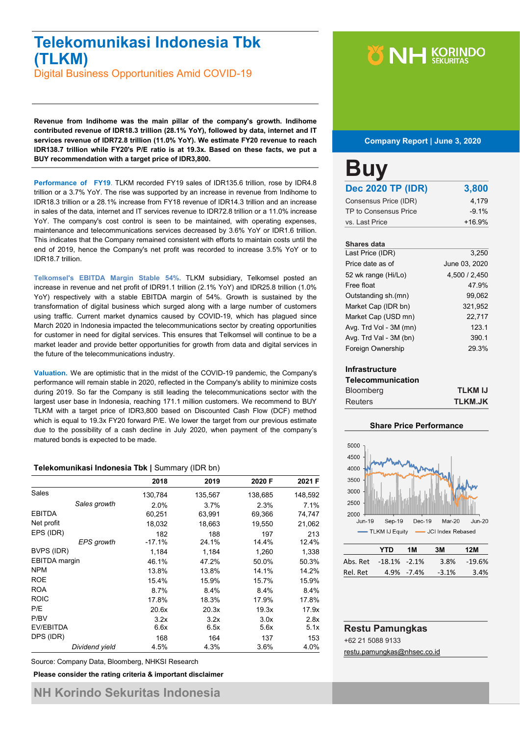# Telekomunikasi Indonesia Tbk (TLKM)

## Digital Business Opportunities Amid COVID-19

**Revenue from Indihome was the main pillar of the company's growth. Indihome contributed revenue of IDR18.3 trillion (28.1% YoY), followed by data, internet and IT services revenue of IDR72.8 trillion (11.0% YoY). We estimate FY20 revenue to reach IDR138.7 trillion while FY20's P/E ratio is at 19.3x. Based on these facts, we put a BUY recommendation with a target price of IDR3,800.**

**Performance of FY19.** TLKM recorded FY19 sales of IDR135.6 trillion, rose by IDR4.8 trillion or a 3.7% YoY. The rise was supported by an increase in revenue from Indihome to IDR18.3 trillion or a 28.1% increase from FY18 revenue of IDR14.3 trillion and an increase in sales of the data, internet and IT services revenue to IDR72.8 trillion or a 11.0% increase YoY. The company's cost control is seen to be maintained, with operating expenses, maintenance and telecommunications services decreased by 3.6% YoY or IDR1.6 trillion. This indicates that the Company remained consistent with efforts to maintain costs until the end of 2019, hence the Company's net profit was recorded to increase 3.5% YoY or to IDR18.7 trillion.

**Telkomsel's EBITDA Margin Stable 54%.** TLKM subsidiary, Telkomsel posted an increase in revenue and net profit of IDR91.1 trillion (2.1% YoY) and IDR25.8 trillion (1.0% YoY) respectively with a stable EBITDA margin of 54%. Growth is sustained by the transformation of digital business which surged along with a large number of customers using traffic. Current market dynamics caused by COVID-19, which has plagued since March 2020 in Indonesia impacted the telecommunications sector by creating opportunities for customer in need for digital services. This ensures that Telkomsel will continue to be a market leader and provide better opportunities for growth from data and digital services in the future of the telecommunications industry.

**Valuation.** We are optimistic that in the midst of the COVID-19 pandemic, the Company's performance will remain stable in 2020, reflected in the Company's ability to minimize costs during 2019. So far the Company is still leading the telecommunications sector with the largest user base in Indonesia, reaching 171.1 million customers. We recommend to BUY TLKM with a target price of IDR3,800 based on Discounted Cash Flow (DCF) method which is equal to 19.3x FY20 forward P/E. We lower the target from our previous estimate due to the possibility of a cash decline in July 2020, when payment of the company's matured bonds is expected to be made.

**Telekomunikasi Indonesia Tbk** | Summary (IDR bn)

| | 2018 | 2019 | 2020 F | 2021 F |
|---|---|---|---|---|
| Sales | 130,784 | 135,567 | 138,685 | 148,592 |
| *Sales growth* | 2.0% | 3.7% | 2.3% | 7.1% |
| EBITDA | 60,251 | 63,991 | 69,366 | 74,747 |
| Net profit | 18,032 | 18,663 | 19,550 | 21,062 |
| EPS (IDR) | 182 | 188 | 197 | 213 |
| *EPS growth* | -17.1% | 24.1% | 14.4% | 12.4% |
| BVPS (IDR) | 1,184 | 1,184 | 1,260 | 1,338 |
| EBITDA margin | 46.1% | 47.2% | 50.0% | 50.3% |
| NPM | 13.8% | 13.8% | 14.1% | 14.2% |
| ROE | 15.4% | 15.9% | 15.7% | 15.9% |
| ROA | 8.7% | 8.4% | 8.4% | 8.4% |
| ROIC | 17.8% | 18.3% | 17.9% | 17.8% |
| P/E | 20.6x | 20.3x | 19.3x | 17.9x |
| P/BV | 3.2x | 3.2x | 3.0x | 2.8x |
| EV/EBITDA | 6.6x | 6.5x | 5.6x | 5.1x |
| DPS (IDR) | 168 | 164 | 137 | 153 |
| *Dividend yield* | 4.5% | 4.3% | 3.6% | 4.0% |

Source: Company Data, Bloomberg, NHKSI Research

**Please consider the rating criteria & important disclaimer**

NH Korindo Sekuritas Indonesia

**Company Report | June 3, 2020**

# Buy

| **Dec 2020 TP (IDR)** | **3,800** |
|---|---|
| Consensus Price (IDR) | 4,179 |
| TP to Consensus Price | -9.1% |
| vs. Last Price | +16.9% |

**Shares data**

| | |
|---|---|
| Last Price (IDR) | 3,250 |
| Price date as of | June 03, 2020 |
| 52 wk range (Hi/Lo) | 4,500 / 2,450 |
| Free float | 47.9% |
| Outstanding sh.(mn) | 99,062 |
| Market Cap (IDR bn) | 321,952 |
| Market Cap (USD mn) | 22,717 |
| Avg. Trd Vol - 3M (mn) | 123.1 |
| Avg. Trd Val - 3M (bn) | 390.1 |
| Foreign Ownership | 29.3% |

**Infrastructure**
**Telecommunication**

| | |
|---|---|
| Bloomberg | **TLKM IJ** |
| Reuters | **TLKM.JK** |

**Share Price Performance**

| | YTD | 1M | 3M | 12M |
|---|---|---|---|---|
| Abs. Ret | -18.1% | -2.1% | 3.8% | -19.6% |
| Rel. Ret | 4.9% | -7.4% | -3.1% | 3.4% |

**Restu Pamungkas**
+62 21 5088 9133
restu.pamungkas@nhsec.co.id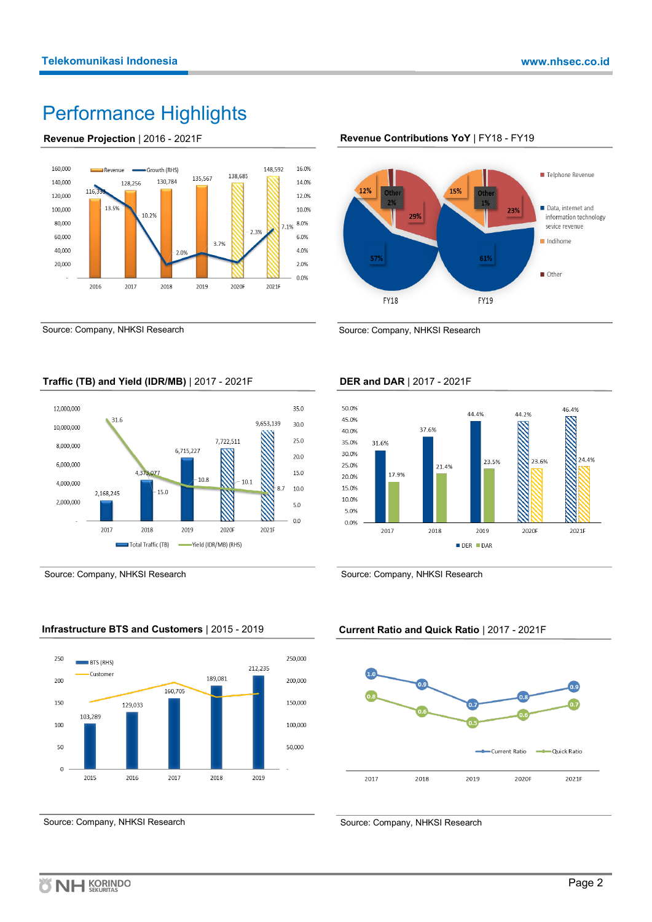# Performance Highlights

**Revenue Projection** | 2016 - 2021F

| | 2016 | 2017 | 2018 | 2019 | 2020F | 2021F |
|---|---|---|---|---|---|---|
| Revenue | 116,333 | 128,256 | 130,784 | 135,567 | 138,685 | 148,592 |
| Growth (RHS) | 13.5% | 10.2% | 2.0% | 3.7% | 2.3% | 7.1% |

Source: Company, NHKSI Research

**Revenue Contributions YoY** | FY18 - FY19

| | FY18 | FY19 |
|---|---|---|
| Telphone Revenue | 29% | 23% |
| Data, internet and information technology sevice revenue | 57% | 61% |
| Indihome | 12% | 15% |
| Other | 2% | 1% |

Source: Company, NHKSI Research

**Traffic (TB) and Yield (IDR/MB)** | 2017 - 2021F

| | 2017 | 2018 | 2019 | 2020F | 2021F |
|---|---|---|---|---|---|
| Total Traffic (TB) | 2,168,245 | 4,373,077 | 6,715,227 | 7,722,511 | 9,653,139 |
| Yield (IDR/MB) (RHS) | 31.6 | 15.0 | 10.8 | 10.1 | 8.7 |

Source: Company, NHKSI Research

**DER and DAR** | 2017 - 2021F

| | 2017 | 2018 | 2019 | 2020F | 2021F |
|---|---|---|---|---|---|
| DER | 31.6% | 37.6% | 44.4% | 44.2% | 46.4% |
| DAR | 17.9% | 21.4% | 23.5% | 23.6% | 24.4% |

Source: Company, NHKSI Research

**Infrastructure BTS and Customers** | 2015 - 2019

| | 2015 | 2016 | 2017 | 2018 | 2019 |
|---|---|---|---|---|---|
| BTS (RHS) | 103,289 | 129,033 | 160,705 | 189,081 | 212,235 |

Source: Company, NHKSI Research

**Current Ratio and Quick Ratio** | 2017 - 2021F

| | 2017 | 2018 | 2019 | 2020F | 2021F |
|---|---|---|---|---|---|
| Current Ratio | 1.0 | 0.9 | 0.7 | 0.8 | 0.9 |
| Quick Ratio | 0.8 | 0.6 | 0.5 | 0.6 | 0.7 |

Source: Company, NHKSI Research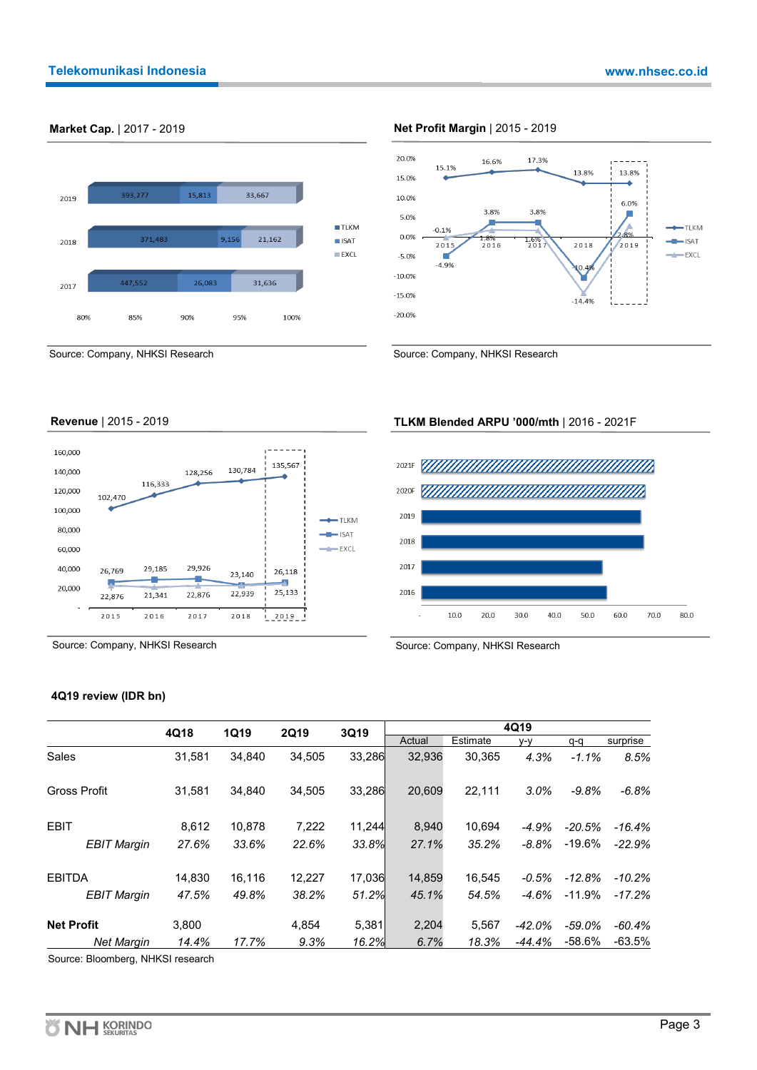**Market Cap.** | 2017 - 2019

| | TLKM | ISAT | EXCL |
|---|---|---|---|
| 2019 | 393,277 | 15,813 | 33,667 |
| 2018 | 371,483 | 9,156 | 21,162 |
| 2017 | 447,552 | 26,083 | 31,636 |

Source: Company, NHKSI Research

**Net Profit Margin** | 2015 - 2019

| | 2015 | 2016 | 2017 | 2018 | 2019 |
|---|---|---|---|---|---|
| TLKM | 15.1% | 16.6% | 17.3% | 13.8% | 13.8% |
| ISAT | -4.9% | 3.8% | 3.8% | -10.4% | 6.0% |
| EXCL | -0.1% | 1.8% | 1.6% | -14.4% | 2.8% |

Source: Company, NHKSI Research

**Revenue** | 2015 - 2019

| | 2015 | 2016 | 2017 | 2018 | 2019 |
|---|---|---|---|---|---|
| TLKM | 102,470 | 116,333 | 128,256 | 130,784 | 135,567 |
| ISAT | 26,769 | 29,185 | 29,926 | 23,140 | 26,118 |
| EXCL | 22,876 | 21,341 | 22,876 | 22,939 | 25,133 |

Source: Company, NHKSI Research

**TLKM Blended ARPU '000/mth** | 2016 - 2021F

Source: Company, NHKSI Research

**4Q19 review (IDR bn)**

| | 4Q18 | 1Q19 | 2Q19 | 3Q19 | 4Q19 Actual | 4Q19 Estimate | 4Q19 y-y | 4Q19 q-q | 4Q19 surprise |
|---|---|---|---|---|---|---|---|---|---|
| Sales | 31,581 | 34,840 | 34,505 | 33,286 | 32,936 | 30,365 | *4.3%* | *-1.1%* | *8.5%* |
| Gross Profit | 31,581 | 34,840 | 34,505 | 33,286 | 20,609 | 22,111 | *3.0%* | *-9.8%* | *-6.8%* |
| EBIT | 8,612 | 10,878 | 7,222 | 11,244 | 8,940 | 10,694 | *-4.9%* | *-20.5%* | *-16.4%* |
| *EBIT Margin* | *27.6%* | *33.6%* | *22.6%* | *33.8%* | *27.1%* | *35.2%* | *-8.8%* | -19.6% | *-22.9%* |
| EBITDA | 14,830 | 16,116 | 12,227 | 17,036 | 14,859 | 16,545 | *-0.5%* | *-12.8%* | *-10.2%* |
| *EBIT Margin* | *47.5%* | *49.8%* | *38.2%* | *51.2%* | *45.1%* | *54.5%* | *-4.6%* | -11.9% | *-17.2%* |
| **Net Profit** | 3,800 | | 4,854 | 5,381 | 2,204 | 5,567 | *-42.0%* | *-59.0%* | *-60.4%* |
| *Net Margin* | *14.4%* | *17.7%* | *9.3%* | *16.2%* | *6.7%* | *18.3%* | *-44.4%* | -58.6% | -63.5% |

Source: Bloomberg, NHKSI research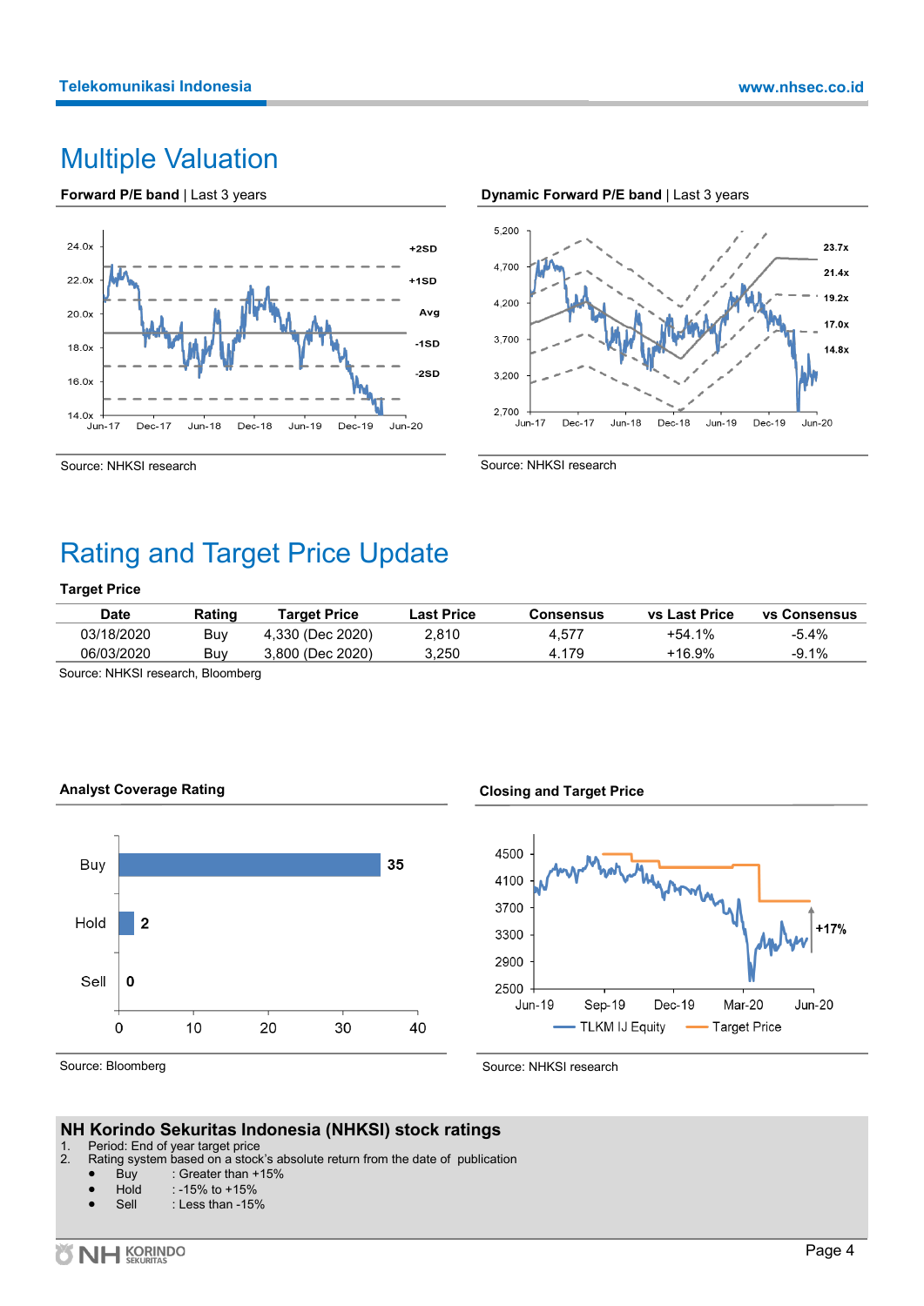# Multiple Valuation

**Forward P/E band** | Last 3 years

Source: NHKSI research

**Dynamic Forward P/E band** | Last 3 years

Source: NHKSI research

# Rating and Target Price Update

**Target Price**

| Date | Rating | Target Price | Last Price | Consensus | vs Last Price | vs Consensus |
|---|---|---|---|---|---|---|
| 03/18/2020 | Buy | 4,330 (Dec 2020) | 2,810 | 4,577 | +54.1% | -5.4% |
| 06/03/2020 | Buy | 3,800 (Dec 2020) | 3,250 | 4.179 | +16.9% | -9.1% |

Source: NHKSI research, Bloomberg

**Analyst Coverage Rating**

| Rating | Count |
|---|---|
| Buy | 35 |
| Hold | 2 |
| Sell | 0 |

Source: Bloomberg

**Closing and Target Price**

Source: NHKSI research

## NH Korindo Sekuritas Indonesia (NHKSI) stock ratings

1. Period: End of year target price
2. Rating system based on a stock's absolute return from the date of publication
   - Buy : Greater than +15%
   - Hold : -15% to +15%
   - Sell : Less than -15%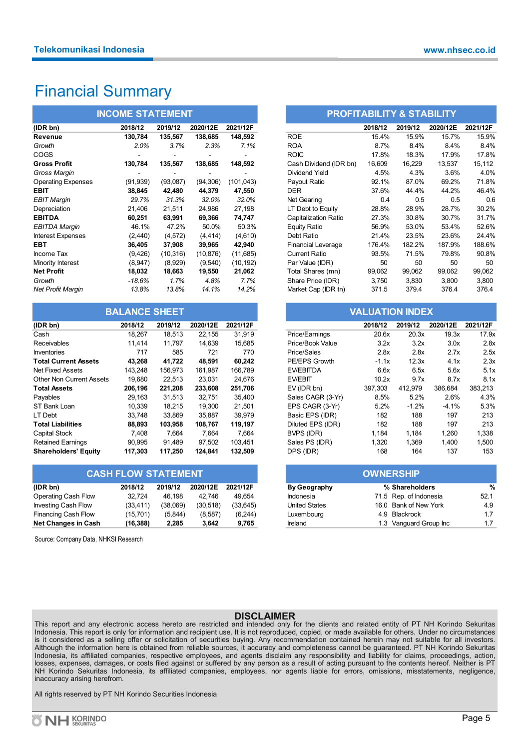# Financial Summary

## INCOME STATEMENT

| (IDR bn) | 2018/12 | 2019/12 | 2020/12E | 2021/12F |
|---|---|---|---|---|
| **Revenue** | **130,784** | **135,567** | **138,685** | **148,592** |
| *Growth* | *2.0%* | *3.7%* | *2.3%* | *7.1%* |
| COGS | - | - | - | - |
| **Gross Profit** | **130,784** | **135,567** | **138,685** | **148,592** |
| *Gross Margin* | - | - | - | - |
| Operating Expenses | (91,939) | (93,087) | (94,306) | (101,043) |
| **EBIT** | **38,845** | **42,480** | **44,379** | **47,550** |
| *EBIT Margin* | *29.7%* | *31.3%* | *32.0%* | *32.0%* |
| Depreciation | 21,406 | 21,511 | 24,986 | 27,198 |
| **EBITDA** | **60,251** | **63,991** | **69,366** | **74,747** |
| *EBITDA Margin* | 46.1% | 47.2% | 50.0% | 50.3% |
| Interest Expenses | (2,440) | (4,572) | (4,414) | (4,610) |
| **EBT** | **36,405** | **37,908** | **39,965** | **42,940** |
| Income Tax | (9,426) | (10,316) | (10,876) | (11,685) |
| Minority Interest | (8,947) | (8,929) | (9,540) | (10,192) |
| **Net Profit** | **18,032** | **18,663** | **19,550** | **21,062** |
| *Growth* | *-18.6%* | *1.7%* | *4.8%* | *7.7%* |
| *Net Profit Margin* | *13.8%* | *13.8%* | *14.1%* | *14.2%* |

## PROFITABILITY & STABILITY

| | 2018/12 | 2019/12 | 2020/12E | 2021/12F |
|---|---|---|---|---|
| ROE | 15.4% | 15.9% | 15.7% | 15.9% |
| ROA | 8.7% | 8.4% | 8.4% | 8.4% |
| ROIC | 17.8% | 18.3% | 17.9% | 17.8% |
| Cash Dividend (IDR bn) | 16,609 | 16,229 | 13,537 | 15,112 |
| Dividend Yield | 4.5% | 4.3% | 3.6% | 4.0% |
| Payout Ratio | 92.1% | 87.0% | 69.2% | 71.8% |
| DER | 37.6% | 44.4% | 44.2% | 46.4% |
| Net Gearing | 0.4 | 0.5 | 0.5 | 0.6 |
| LT Debt to Equity | 28.8% | 28.9% | 28.7% | 30.2% |
| Capitalization Ratio | 27.3% | 30.8% | 30.7% | 31.7% |
| Equity Ratio | 56.9% | 53.0% | 53.4% | 52.6% |
| Debt Ratio | 21.4% | 23.5% | 23.6% | 24.4% |
| Financial Leverage | 176.4% | 182.2% | 187.9% | 188.6% |
| Current Ratio | 93.5% | 71.5% | 79.8% | 90.8% |
| Par Value (IDR) | 50 | 50 | 50 | 50 |
| Total Shares (mn) | 99,062 | 99,062 | 99,062 | 99,062 |
| Share Price (IDR) | 3,750 | 3,830 | 3,800 | 3,800 |
| Market Cap (IDR tn) | 371.5 | 379.4 | 376.4 | 376.4 |

## BALANCE SHEET

| (IDR bn) | 2018/12 | 2019/12 | 2020/12E | 2021/12F |
|---|---|---|---|---|
| Cash | 18,267 | 18,513 | 22,155 | 31,919 |
| Receivables | 11,414 | 11,797 | 14,639 | 15,685 |
| Inventories | 717 | 585 | 721 | 770 |
| **Total Current Assets** | **43,268** | **41,722** | **48,591** | **60,242** |
| Net Fixed Assets | 143,248 | 156,973 | 161,987 | 166,789 |
| Other Non Current Assets | 19,680 | 22,513 | 23,031 | 24,676 |
| **Total Assets** | **206,196** | **221,208** | **233,608** | **251,706** |
| Payables | 29,163 | 31,513 | 32,751 | 35,400 |
| ST Bank Loan | 10,339 | 18,215 | 19,300 | 21,501 |
| LT Debt | 33,748 | 33,869 | 35,887 | 39,979 |
| **Total Liabilities** | **88,893** | **103,958** | **108,767** | **119,197** |
| Capital Stock | 7,408 | 7,664 | 7,664 | 7,664 |
| Retained Earnings | 90,995 | 91,489 | 97,502 | 103,451 |
| **Shareholders' Equity** | **117,303** | **117,250** | **124,841** | **132,509** |

## VALUATION INDEX

| | 2018/12 | 2019/12 | 2020/12E | 2021/12F |
|---|---|---|---|---|
| Price/Earnings | 20.6x | 20.3x | 19.3x | 17.9x |
| Price/Book Value | 3.2x | 3.2x | 3.0x | 2.8x |
| Price/Sales | 2.8x | 2.8x | 2.7x | 2.5x |
| PE/EPS Growth | -1.1x | 12.3x | 4.1x | 2.3x |
| EV/EBITDA | 6.6x | 6.5x | 5.6x | 5.1x |
| EV/EBIT | 10.2x | 9.7x | 8.7x | 8.1x |
| EV (IDR bn) | 397,303 | 412,979 | 386,684 | 383,213 |
| Sales CAGR (3-Yr) | 8.5% | 5.2% | 2.6% | 4.3% |
| EPS CAGR (3-Yr) | 5.2% | -1.2% | -4.1% | 5.3% |
| Basic EPS (IDR) | 182 | 188 | 197 | 213 |
| Diluted EPS (IDR) | 182 | 188 | 197 | 213 |
| BVPS (IDR) | 1,184 | 1,184 | 1,260 | 1,338 |
| Sales PS (IDR) | 1,320 | 1,369 | 1,400 | 1,500 |
| DPS (IDR) | 168 | 164 | 137 | 153 |

## CASH FLOW STATEMENT

| (IDR bn) | 2018/12 | 2019/12 | 2020/12E | 2021/12F |
|---|---|---|---|---|
| Operating Cash Flow | 32,724 | 46,198 | 42,746 | 49,654 |
| Investing Cash Flow | (33,411) | (38,069) | (30,518) | (33,645) |
| Financing Cash Flow | (15,701) | (5,844) | (8,587) | (6,244) |
| **Net Changes in Cash** | **(16,388)** | **2,285** | **3,642** | **9,765** |

## OWNERSHIP

| By Geography | % | Shareholders | % |
|---|---|---|---|
| Indonesia | 71.5 | Rep. of Indonesia | 52.1 |
| United States | 16.0 | Bank of New York | 4.9 |
| Luxembourg | 4.9 | Blackrock | 1.7 |
| Ireland | 1.3 | Vanguard Group Inc | 1.7 |

Source: Company Data, NHKSI Research

## DISCLAIMER

This report and any electronic access hereto are restricted and intended only for the clients and related entity of PT NH Korindo Sekuritas Indonesia. This report is only for information and recipient use. It is not reproduced, copied, or made available for others. Under no circumstances is it considered as a selling offer or solicitation of securities buying. Any recommendation contained herein may not suitable for all investors. Although the information here is obtained from reliable sources, it accuracy and completeness cannot be guaranteed. PT NH Korindo Sekuritas Indonesia, its affiliated companies, respective employees, and agents disclaim any responsibility and liability for claims, proceedings, action, losses, expenses, damages, or costs filed against or suffered by any person as a result of acting pursuant to the contents hereof. Neither is PT NH Korindo Sekuritas Indonesia, its affiliated companies, employees, nor agents liable for errors, omissions, misstatements, negligence, inaccuracy arising herefrom.

All rights reserved by PT NH Korindo Securities Indonesia